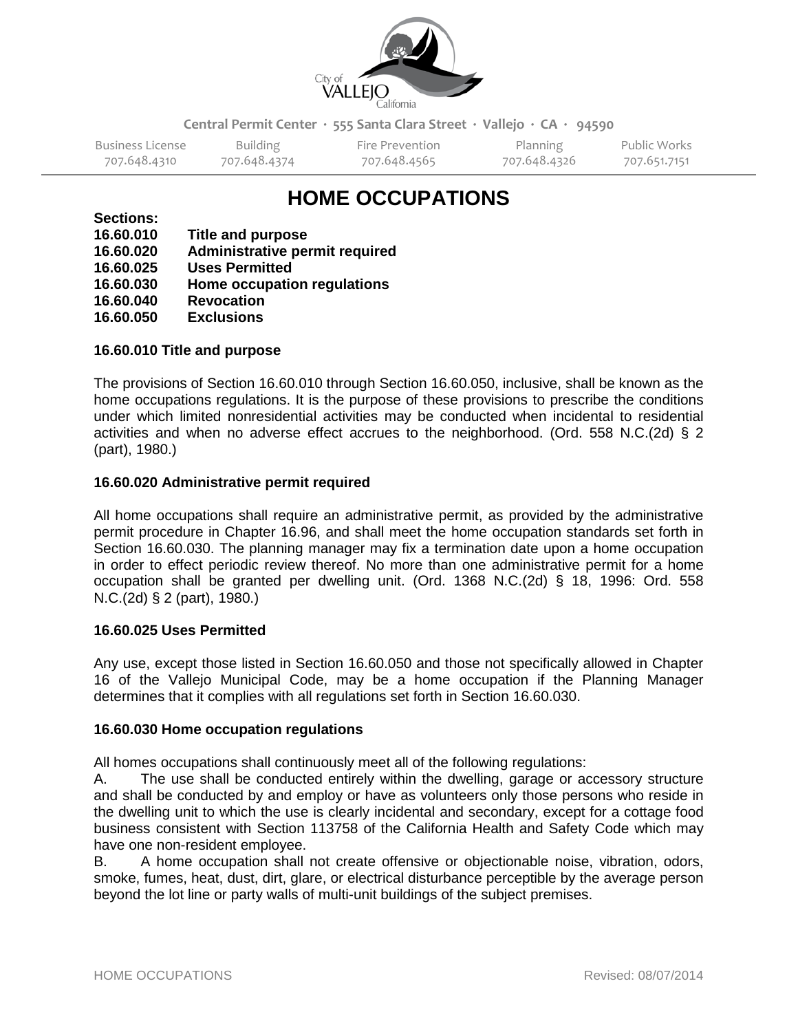City of VALLEJO California

Central Permit Center · 555 Santa Clara Street · Vallejo · CA · 94590

| Business License | Building | Fire Prevention | Planning | Public Works |
| --- | --- | --- | --- | --- |
| 707.648.4310 | 707.648.4374 | 707.648.4565 | 707.648.4326 | 707.651.7151 |

# HOME OCCUPATIONS

**Sections:**
**16.60.010 Title and purpose**
**16.60.020 Administrative permit required**
**16.60.025 Uses Permitted**
**16.60.030 Home occupation regulations**
**16.60.040 Revocation**
**16.60.050 Exclusions**

### 16.60.010 Title and purpose

The provisions of Section 16.60.010 through Section 16.60.050, inclusive, shall be known as the home occupations regulations. It is the purpose of these provisions to prescribe the conditions under which limited nonresidential activities may be conducted when incidental to residential activities and when no adverse effect accrues to the neighborhood. (Ord. 558 N.C.(2d) § 2 (part), 1980.)

### 16.60.020 Administrative permit required

All home occupations shall require an administrative permit, as provided by the administrative permit procedure in Chapter 16.96, and shall meet the home occupation standards set forth in Section 16.60.030. The planning manager may fix a termination date upon a home occupation in order to effect periodic review thereof. No more than one administrative permit for a home occupation shall be granted per dwelling unit. (Ord. 1368 N.C.(2d) § 18, 1996: Ord. 558 N.C.(2d) § 2 (part), 1980.)

### 16.60.025 Uses Permitted

Any use, except those listed in Section 16.60.050 and those not specifically allowed in Chapter 16 of the Vallejo Municipal Code, may be a home occupation if the Planning Manager determines that it complies with all regulations set forth in Section 16.60.030.

### 16.60.030 Home occupation regulations

All homes occupations shall continuously meet all of the following regulations:

A. The use shall be conducted entirely within the dwelling, garage or accessory structure and shall be conducted by and employ or have as volunteers only those persons who reside in the dwelling unit to which the use is clearly incidental and secondary, except for a cottage food business consistent with Section 113758 of the California Health and Safety Code which may have one non-resident employee.

B. A home occupation shall not create offensive or objectionable noise, vibration, odors, smoke, fumes, heat, dust, dirt, glare, or electrical disturbance perceptible by the average person beyond the lot line or party walls of multi-unit buildings of the subject premises.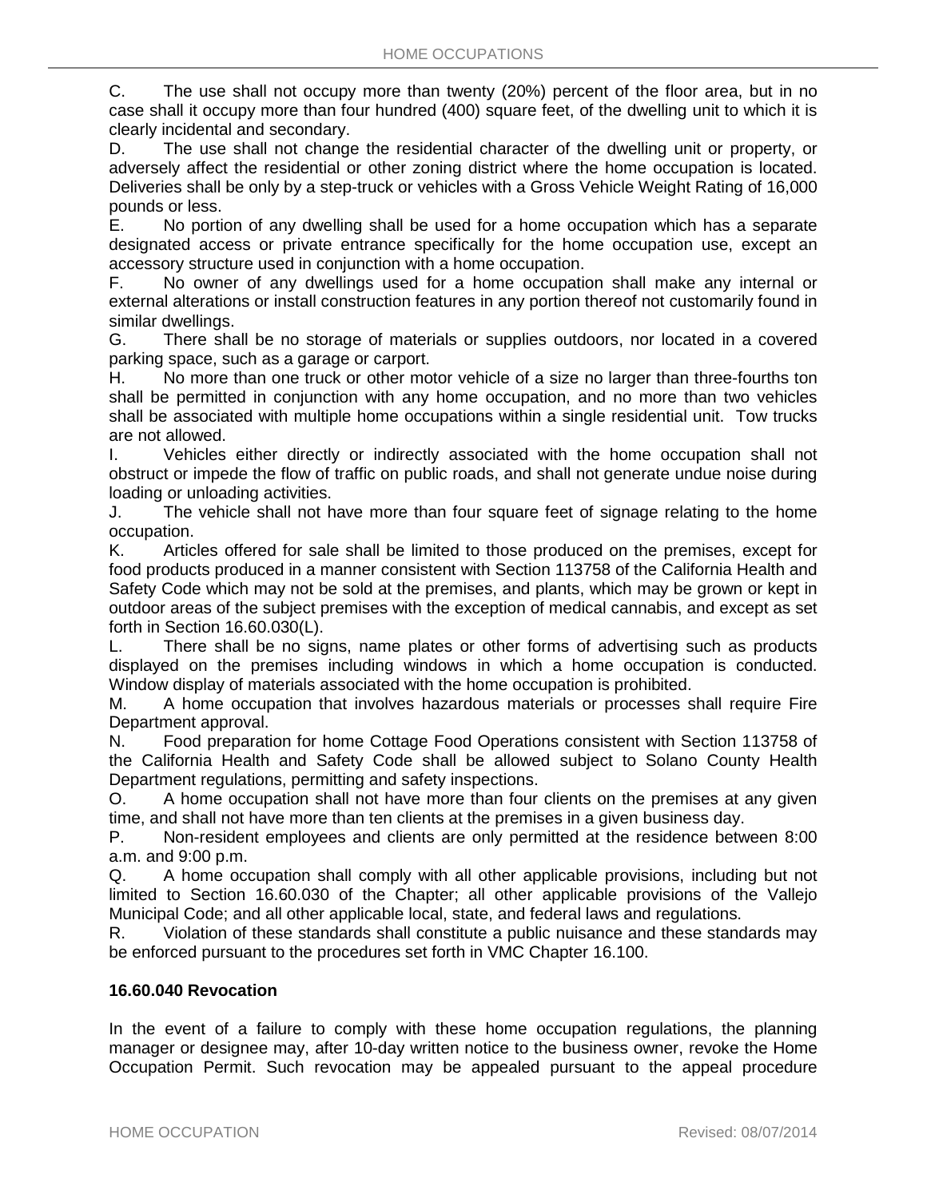C. The use shall not occupy more than twenty (20%) percent of the floor area, but in no case shall it occupy more than four hundred (400) square feet, of the dwelling unit to which it is clearly incidental and secondary.

D. The use shall not change the residential character of the dwelling unit or property, or adversely affect the residential or other zoning district where the home occupation is located. Deliveries shall be only by a step-truck or vehicles with a Gross Vehicle Weight Rating of 16,000 pounds or less.

E. No portion of any dwelling shall be used for a home occupation which has a separate designated access or private entrance specifically for the home occupation use, except an accessory structure used in conjunction with a home occupation.

F. No owner of any dwellings used for a home occupation shall make any internal or external alterations or install construction features in any portion thereof not customarily found in similar dwellings.

G. There shall be no storage of materials or supplies outdoors, nor located in a covered parking space, such as a garage or carport.

H. No more than one truck or other motor vehicle of a size no larger than three-fourths ton shall be permitted in conjunction with any home occupation, and no more than two vehicles shall be associated with multiple home occupations within a single residential unit. Tow trucks are not allowed.

I. Vehicles either directly or indirectly associated with the home occupation shall not obstruct or impede the flow of traffic on public roads, and shall not generate undue noise during loading or unloading activities.

J. The vehicle shall not have more than four square feet of signage relating to the home occupation.

K. Articles offered for sale shall be limited to those produced on the premises, except for food products produced in a manner consistent with Section 113758 of the California Health and Safety Code which may not be sold at the premises, and plants, which may be grown or kept in outdoor areas of the subject premises with the exception of medical cannabis, and except as set forth in Section 16.60.030(L).

L. There shall be no signs, name plates or other forms of advertising such as products displayed on the premises including windows in which a home occupation is conducted. Window display of materials associated with the home occupation is prohibited.

M. A home occupation that involves hazardous materials or processes shall require Fire Department approval.

N. Food preparation for home Cottage Food Operations consistent with Section 113758 of the California Health and Safety Code shall be allowed subject to Solano County Health Department regulations, permitting and safety inspections.

O. A home occupation shall not have more than four clients on the premises at any given time, and shall not have more than ten clients at the premises in a given business day.

P. Non-resident employees and clients are only permitted at the residence between 8:00 a.m. and 9:00 p.m.

Q. A home occupation shall comply with all other applicable provisions, including but not limited to Section 16.60.030 of the Chapter; all other applicable provisions of the Vallejo Municipal Code; and all other applicable local, state, and federal laws and regulations.

R. Violation of these standards shall constitute a public nuisance and these standards may be enforced pursuant to the procedures set forth in VMC Chapter 16.100.

**16.60.040 Revocation**

In the event of a failure to comply with these home occupation regulations, the planning manager or designee may, after 10-day written notice to the business owner, revoke the Home Occupation Permit. Such revocation may be appealed pursuant to the appeal procedure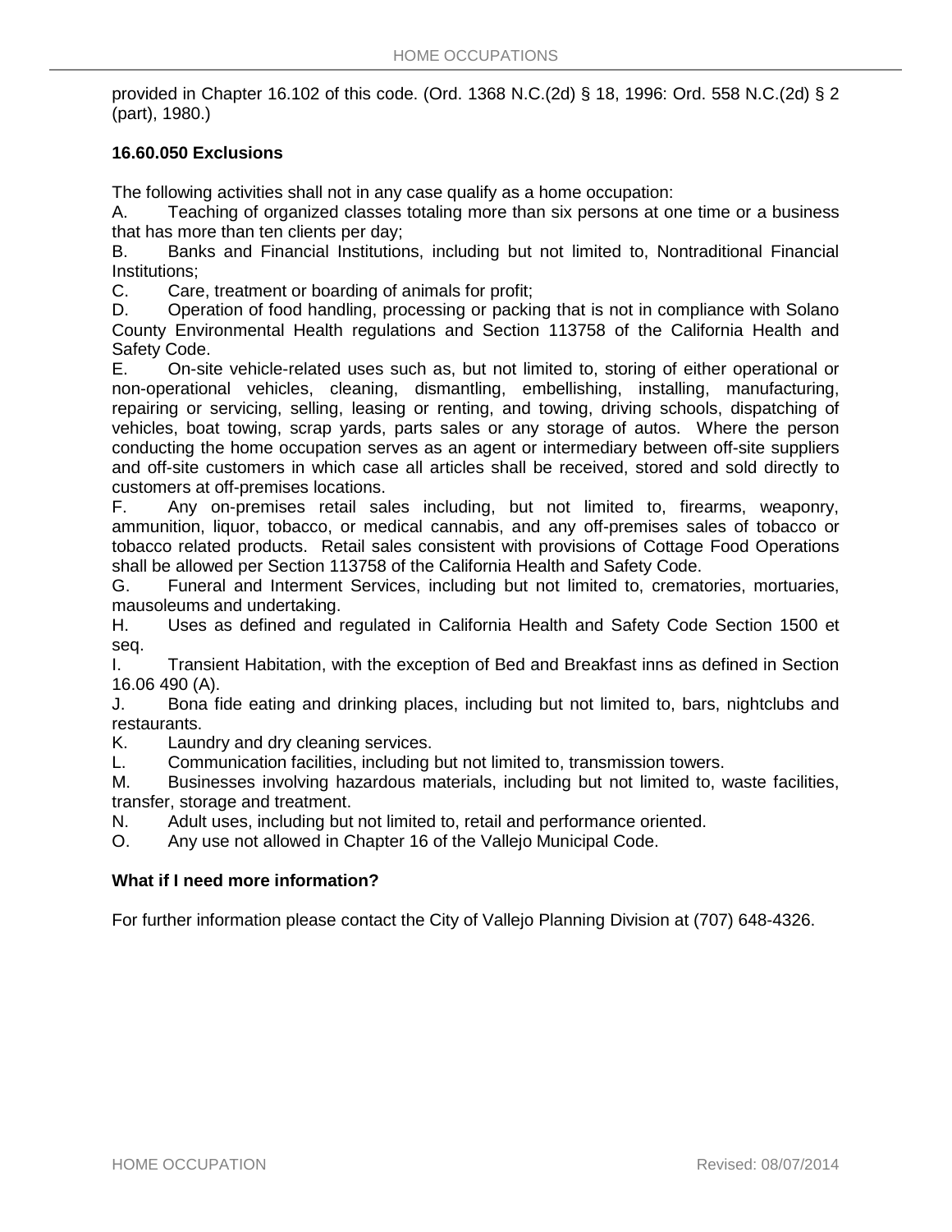provided in Chapter 16.102 of this code. (Ord. 1368 N.C.(2d) § 18, 1996: Ord. 558 N.C.(2d) § 2 (part), 1980.)

**16.60.050 Exclusions**

The following activities shall not in any case qualify as a home occupation:

A. Teaching of organized classes totaling more than six persons at one time or a business that has more than ten clients per day;

B. Banks and Financial Institutions, including but not limited to, Nontraditional Financial Institutions;

C. Care, treatment or boarding of animals for profit;

D. Operation of food handling, processing or packing that is not in compliance with Solano County Environmental Health regulations and Section 113758 of the California Health and Safety Code.

E. On-site vehicle-related uses such as, but not limited to, storing of either operational or non-operational vehicles, cleaning, dismantling, embellishing, installing, manufacturing, repairing or servicing, selling, leasing or renting, and towing, driving schools, dispatching of vehicles, boat towing, scrap yards, parts sales or any storage of autos. Where the person conducting the home occupation serves as an agent or intermediary between off-site suppliers and off-site customers in which case all articles shall be received, stored and sold directly to customers at off-premises locations.

F. Any on-premises retail sales including, but not limited to, firearms, weaponry, ammunition, liquor, tobacco, or medical cannabis, and any off-premises sales of tobacco or tobacco related products. Retail sales consistent with provisions of Cottage Food Operations shall be allowed per Section 113758 of the California Health and Safety Code.

G. Funeral and Interment Services, including but not limited to, crematories, mortuaries, mausoleums and undertaking.

H. Uses as defined and regulated in California Health and Safety Code Section 1500 et seq.

I. Transient Habitation, with the exception of Bed and Breakfast inns as defined in Section 16.06 490 (A).

J. Bona fide eating and drinking places, including but not limited to, bars, nightclubs and restaurants.

K. Laundry and dry cleaning services.

L. Communication facilities, including but not limited to, transmission towers.

M. Businesses involving hazardous materials, including but not limited to, waste facilities, transfer, storage and treatment.

N. Adult uses, including but not limited to, retail and performance oriented.

O. Any use not allowed in Chapter 16 of the Vallejo Municipal Code.

**What if I need more information?**

For further information please contact the City of Vallejo Planning Division at (707) 648-4326.